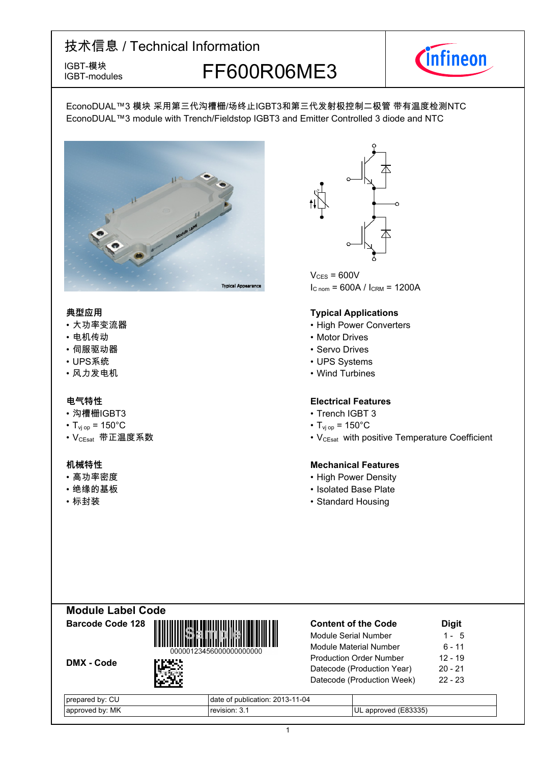# 技术信息 / Technical Information

IGBT-模块
IGBT-modules

## FF600R06ME3

EconoDUAL™3 模块 采用第三代沟槽栅/场终止IGBT3和第三代发射极控制二极管 带有温度检测NTC
EconoDUAL™3 module with Trench/Fieldstop IGBT3 and Emitter Controlled 3 diode and NTC

Typical Appearance

$V_{CES}$ = 600V
$I_{C\,nom}$ = 600A / $I_{CRM}$ = 1200A

### 典型应用

- 大功率变流器
- 电机传动
- 伺服驱动器
- UPS系统
- 风力发电机

### Typical Applications

- High Power Converters
- Motor Drives
- Servo Drives
- UPS Systems
- Wind Turbines

### 电气特性

- 沟槽栅IGBT3
- $T_{vj\,op}$ = 150°C
- $V_{CEsat}$ 带正温度系数

### Electrical Features

- Trench IGBT 3
- $T_{vj\,op}$ = 150°C
- $V_{CEsat}$ with positive Temperature Coefficient

### 机械特性

- 高功率密度
- 绝缘的基板
- 标封装

### Mechanical Features

- High Power Density
- Isolated Base Plate
- Standard Housing

## Module Label Code

**Barcode Code 128**

00000123456000000000000

**DMX - Code**

| Content of the Code | Digit |
|---|---|
| Module Serial Number | 1 - 5 |
| Module Material Number | 6 - 11 |
| Production Order Number | 12 - 19 |
| Datecode (Production Year) | 20 - 21 |
| Datecode (Production Week) | 22 - 23 |

| | | |
|---|---|---|
| prepared by: CU | date of publication: 2013-11-04 | |
| approved by: MK | revision: 3.1 | UL approved (E83335) |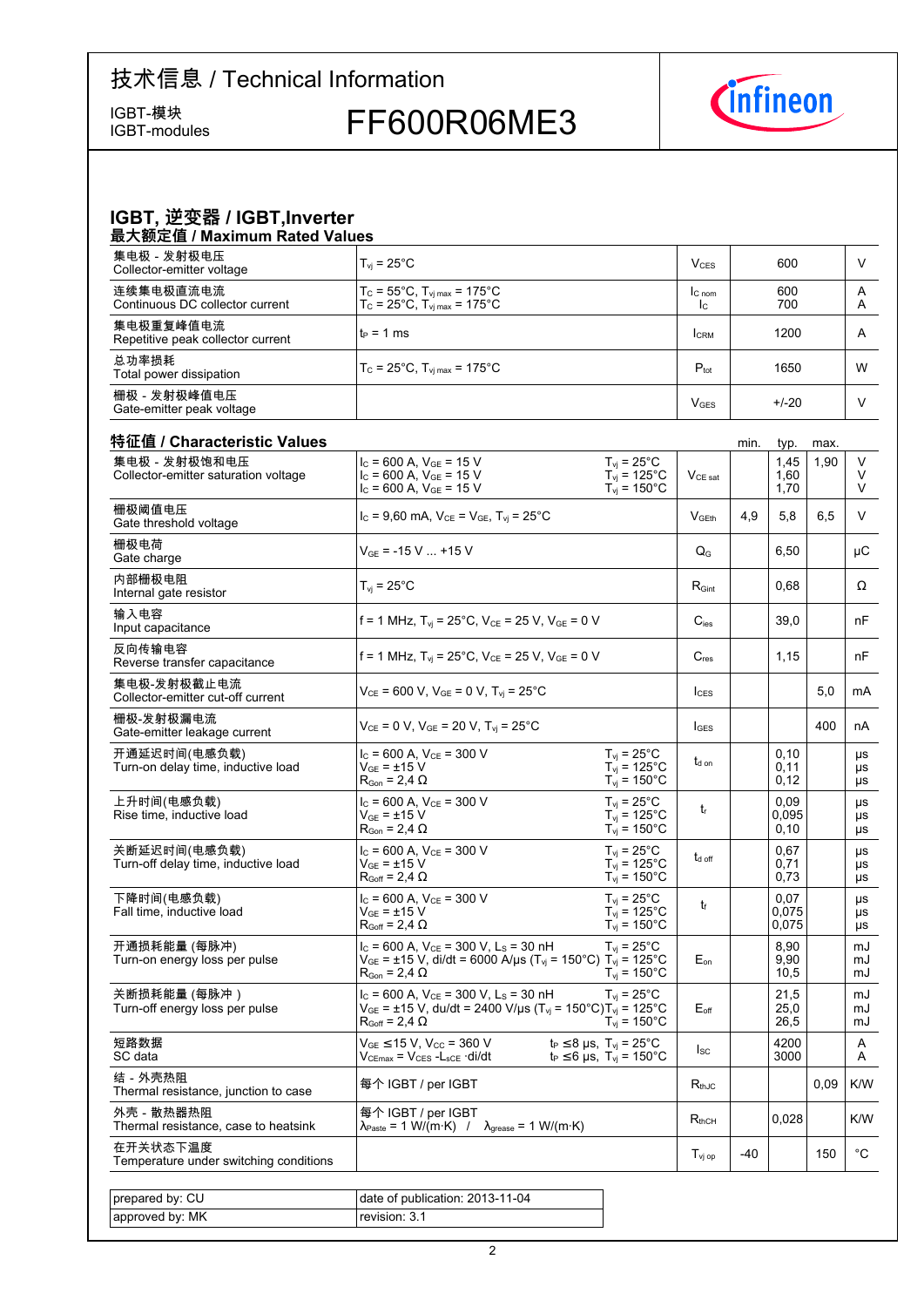# 技术信息 / Technical Information

IGBT-模块
IGBT-modules

## FF600R06ME3

### IGBT, 逆变器 / IGBT,Inverter

#### 最大额定值 / Maximum Rated Values

| | | | | |
|---|---|---|---|---|
| 集电极 - 发射极电压<br>Collector-emitter voltage | $T_{vj}$ = 25°C | $V_{CES}$ | 600 | V |
| 连续集电极直流电流<br>Continuous DC collector current | $T_C$ = 55°C, $T_{vj\,max}$ = 175°C<br>$T_C$ = 25°C, $T_{vj\,max}$ = 175°C | $I_{C\,nom}$<br>$I_C$ | 600<br>700 | A<br>A |
| 集电极重复峰值电流<br>Repetitive peak collector current | $t_P$ = 1 ms | $I_{CRM}$ | 1200 | A |
| 总功率损耗<br>Total power dissipation | $T_C$ = 25°C, $T_{vj\,max}$ = 175°C | $P_{tot}$ | 1650 | W |
| 栅极 - 发射极峰值电压<br>Gate-emitter peak voltage | | $V_{GES}$ | +/-20 | V |

#### 特征值 / Characteristic Values

| | | | | min. | typ. | max. | |
|---|---|---|---|---|---|---|---|
| 集电极 - 发射极饱和电压<br>Collector-emitter saturation voltage | $I_C$ = 600 A, $V_{GE}$ = 15 V<br>$I_C$ = 600 A, $V_{GE}$ = 15 V<br>$I_C$ = 600 A, $V_{GE}$ = 15 V | $T_{vj}$ = 25°C<br>$T_{vj}$ = 125°C<br>$T_{vj}$ = 150°C | $V_{CE\,sat}$ | | 1,45<br>1,60<br>1,70 | 1,90 | V<br>V<br>V |
| 栅极阈值电压<br>Gate threshold voltage | $I_C$ = 9,60 mA, $V_{CE}$ = $V_{GE}$, $T_{vj}$ = 25°C | | $V_{GEth}$ | 4,9 | 5,8 | 6,5 | V |
| 栅极电荷<br>Gate charge | $V_{GE}$ = -15 V ... +15 V | | $Q_G$ | | 6,50 | | µC |
| 内部栅极电阻<br>Internal gate resistor | $T_{vj}$ = 25°C | | $R_{Gint}$ | | 0,68 | | Ω |
| 输入电容<br>Input capacitance | f = 1 MHz, $T_{vj}$ = 25°C, $V_{CE}$ = 25 V, $V_{GE}$ = 0 V | | $C_{ies}$ | | 39,0 | | nF |
| 反向传输电容<br>Reverse transfer capacitance | f = 1 MHz, $T_{vj}$ = 25°C, $V_{CE}$ = 25 V, $V_{GE}$ = 0 V | | $C_{res}$ | | 1,15 | | nF |
| 集电极-发射极截止电流<br>Collector-emitter cut-off current | $V_{CE}$ = 600 V, $V_{GE}$ = 0 V, $T_{vj}$ = 25°C | | $I_{CES}$ | | | 5,0 | mA |
| 栅极-发射极漏电流<br>Gate-emitter leakage current | $V_{CE}$ = 0 V, $V_{GE}$ = 20 V, $T_{vj}$ = 25°C | | $I_{GES}$ | | | 400 | nA |
| 开通延迟时间(电感负载)<br>Turn-on delay time, inductive load | $I_C$ = 600 A, $V_{CE}$ = 300 V<br>$V_{GE}$ = ±15 V<br>$R_{Gon}$ = 2,4 Ω | $T_{vj}$ = 25°C<br>$T_{vj}$ = 125°C<br>$T_{vj}$ = 150°C | $t_{d\,on}$ | | 0,10<br>0,11<br>0,12 | | µs<br>µs<br>µs |
| 上升时间(电感负载)<br>Rise time, inductive load | $I_C$ = 600 A, $V_{CE}$ = 300 V<br>$V_{GE}$ = ±15 V<br>$R_{Gon}$ = 2,4 Ω | $T_{vj}$ = 25°C<br>$T_{vj}$ = 125°C<br>$T_{vj}$ = 150°C | $t_r$ | | 0,09<br>0,095<br>0,10 | | µs<br>µs<br>µs |
| 关断延迟时间(电感负载)<br>Turn-off delay time, inductive load | $I_C$ = 600 A, $V_{CE}$ = 300 V<br>$V_{GE}$ = ±15 V<br>$R_{Goff}$ = 2,4 Ω | $T_{vj}$ = 25°C<br>$T_{vj}$ = 125°C<br>$T_{vj}$ = 150°C | $t_{d\,off}$ | | 0,67<br>0,71<br>0,73 | | µs<br>µs<br>µs |
| 下降时间(电感负载)<br>Fall time, inductive load | $I_C$ = 600 A, $V_{CE}$ = 300 V<br>$V_{GE}$ = ±15 V<br>$R_{Goff}$ = 2,4 Ω | $T_{vj}$ = 25°C<br>$T_{vj}$ = 125°C<br>$T_{vj}$ = 150°C | $t_f$ | | 0,07<br>0,075<br>0,075 | | µs<br>µs<br>µs |
| 开通损耗能量 (每脉冲)<br>Turn-on energy loss per pulse | $I_C$ = 600 A, $V_{CE}$ = 300 V, $L_S$ = 30 nH<br>$V_{GE}$ = ±15 V, di/dt = 6000 A/µs ($T_{vj}$ = 150°C)<br>$R_{Gon}$ = 2,4 Ω | $T_{vj}$ = 25°C<br>$T_{vj}$ = 125°C<br>$T_{vj}$ = 150°C | $E_{on}$ | | 8,90<br>9,90<br>10,5 | | mJ<br>mJ<br>mJ |
| 关断损耗能量 (每脉冲 )<br>Turn-off energy loss per pulse | $I_C$ = 600 A, $V_{CE}$ = 300 V, $L_S$ = 30 nH<br>$V_{GE}$ = ±15 V, du/dt = 2400 V/µs ($T_{vj}$ = 150°C)<br>$R_{Goff}$ = 2,4 Ω | $T_{vj}$ = 25°C<br>$T_{vj}$ = 125°C<br>$T_{vj}$ = 150°C | $E_{off}$ | | 21,5<br>25,0<br>26,5 | | mJ<br>mJ<br>mJ |
| 短路数据<br>SC data | $V_{GE}$ ≤15 V, $V_{CC}$ = 360 V<br>$V_{CEmax}$ = $V_{CES}$ -$L_{sCE}$ ·di/dt | $t_P$ ≤8 µs, $T_{vj}$ = 25°C<br>$t_P$ ≤6 µs, $T_{vj}$ = 150°C | $I_{SC}$ | | 4200<br>3000 | | A<br>A |
| 结 - 外壳热阻<br>Thermal resistance, junction to case | 每个 IGBT / per IGBT | | $R_{thJC}$ | | | 0,09 | K/W |
| 外壳 - 散热器热阻<br>Thermal resistance, case to heatsink | 每个 IGBT / per IGBT<br>$\lambda_{Paste}$ = 1 W/(m·K) / $\lambda_{grease}$ = 1 W/(m·K) | | $R_{thCH}$ | | 0,028 | | K/W |
| 在开关状态下温度<br>Temperature under switching conditions | | | $T_{vj\,op}$ | -40 | | 150 | °C |

| | |
|---|---|
| prepared by: CU | date of publication: 2013-11-04 |
| approved by: MK | revision: 3.1 |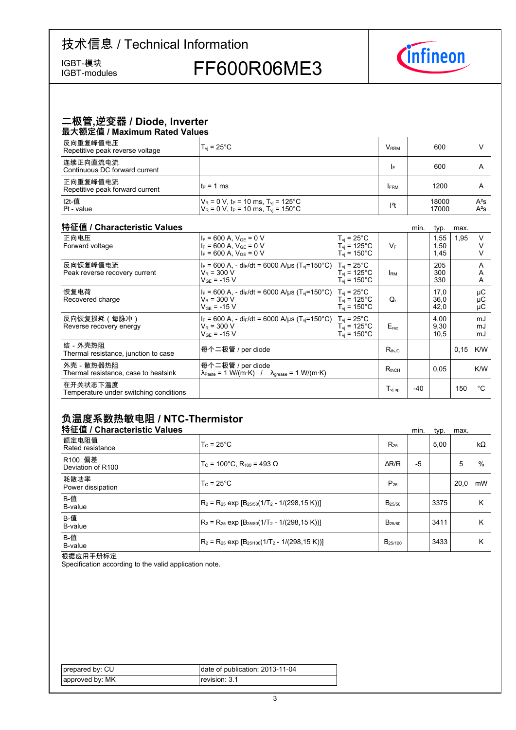# 技术信息 / Technical Information

IGBT-模块
IGBT-modules

**FF600R06ME3**

## 二极管,逆变器 / Diode, Inverter

### 最大额定值 / Maximum Rated Values

| Parameter | Conditions | Symbol | Value | Unit |
|---|---|---|---|---|
| 反向重复峰值电压<br>Repetitive peak reverse voltage | $T_{vj}$ = 25°C | $V_{RRM}$ | 600 | V |
| 连续正向直流电流<br>Continuous DC forward current | | $I_F$ | 600 | A |
| 正向重复峰值电流<br>Repetitive peak forward current | $t_P$ = 1 ms | $I_{FRM}$ | 1200 | A |
| I2t-值<br>$I^2t$ - value | $V_R$ = 0 V, $t_P$ = 10 ms, $T_{vj}$ = 125°C<br>$V_R$ = 0 V, $t_P$ = 10 ms, $T_{vj}$ = 150°C | $I^2t$ | 18000<br>17000 | $A^2s$<br>$A^2s$ |

### 特征值 / Characteristic Values

| Parameter | Conditions | | Symbol | min. | typ. | max. | Unit |
|---|---|---|---|---|---|---|---|
| 正向电压<br>Forward voltage | $I_F$ = 600 A, $V_{GE}$ = 0 V<br>$I_F$ = 600 A, $V_{GE}$ = 0 V<br>$I_F$ = 600 A, $V_{GE}$ = 0 V | $T_{vj}$ = 25°C<br>$T_{vj}$ = 125°C<br>$T_{vj}$ = 150°C | $V_F$ | | 1,55<br>1,50<br>1,45 | 1,95 | V<br>V<br>V |
| 反向恢复峰值电流<br>Peak reverse recovery current | $I_F$ = 600 A, - $di_F/dt$ = 6000 A/µs ($T_{vj}$=150°C)<br>$V_R$ = 300 V<br>$V_{GE}$ = -15 V | $T_{vj}$ = 25°C<br>$T_{vj}$ = 125°C<br>$T_{vj}$ = 150°C | $I_{RM}$ | | 205<br>300<br>330 | | A<br>A<br>A |
| 恢复电荷<br>Recovered charge | $I_F$ = 600 A, - $di_F/dt$ = 6000 A/µs ($T_{vj}$=150°C)<br>$V_R$ = 300 V<br>$V_{GE}$ = -15 V | $T_{vj}$ = 25°C<br>$T_{vj}$ = 125°C<br>$T_{vj}$ = 150°C | $Q_r$ | | 17,0<br>36,0<br>42,0 | | µC<br>µC<br>µC |
| 反向恢复损耗(每脉冲)<br>Reverse recovery energy | $I_F$ = 600 A, - $di_F/dt$ = 6000 A/µs ($T_{vj}$=150°C)<br>$V_R$ = 300 V<br>$V_{GE}$ = -15 V | $T_{vj}$ = 25°C<br>$T_{vj}$ = 125°C<br>$T_{vj}$ = 150°C | $E_{rec}$ | | 4,00<br>9,30<br>10,5 | | mJ<br>mJ<br>mJ |
| 结 - 外壳热阻<br>Thermal resistance, junction to case | 每个二极管 / per diode | | $R_{thJC}$ | | | 0,15 | K/W |
| 外壳 - 散热器热阻<br>Thermal resistance, case to heatsink | 每个二极管 / per diode<br>$\lambda_{Paste}$ = 1 W/(m·K) / $\lambda_{grease}$ = 1 W/(m·K) | | $R_{thCH}$ | | 0,05 | | K/W |
| 在开关状态下温度<br>Temperature under switching conditions | | | $T_{vj\ op}$ | -40 | | 150 | °C |

## 负温度系数热敏电阻 / NTC-Thermistor

### 特征值 / Characteristic Values

| Parameter | Conditions | Symbol | min. | typ. | max. | Unit |
|---|---|---|---|---|---|---|
| 额定电阻值<br>Rated resistance | $T_C$ = 25°C | $R_{25}$ | | 5,00 | | kΩ |
| R100 偏差<br>Deviation of R100 | $T_C$ = 100°C, $R_{100}$ = 493 Ω | ΔR/R | -5 | | 5 | % |
| 耗散功率<br>Power dissipation | $T_C$ = 25°C | $P_{25}$ | | | 20,0 | mW |
| B-值<br>B-value | $R_2 = R_{25} \exp [B_{25/50}(1/T_2 - 1/(298,15\ K))]$ | $B_{25/50}$ | | 3375 | | K |
| B-值<br>B-value | $R_2 = R_{25} \exp [B_{25/80}(1/T_2 - 1/(298,15\ K))]$ | $B_{25/80}$ | | 3411 | | K |
| B-值<br>B-value | $R_2 = R_{25} \exp [B_{25/100}(1/T_2 - 1/(298,15\ K))]$ | $B_{25/100}$ | | 3433 | | K |

根据应用手册标定
Specification according to the valid application note.

| prepared by: CU | date of publication: 2013-11-04 |
|---|---|
| approved by: MK | revision: 3.1 |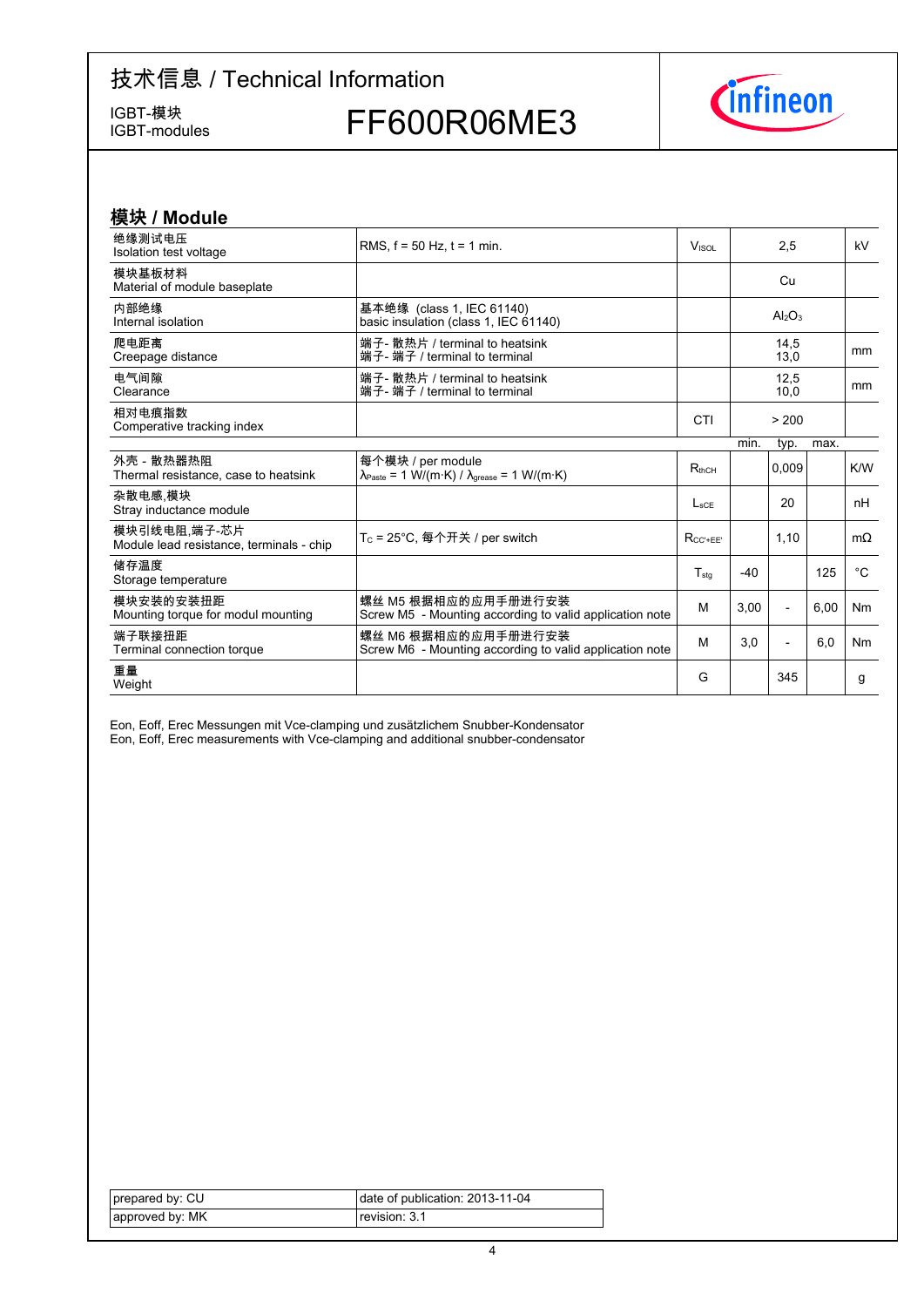# 技术信息 / Technical Information

IGBT-模块
IGBT-modules

## FF600R06ME3

## 模块 / Module

| | | | min. | typ. | max. | |
|---|---|---|---|---|---|---|
| 绝缘测试电压<br>Isolation test voltage | RMS, f = 50 Hz, t = 1 min. | $V_{ISOL}$ | | 2,5 | | kV |
| 模块基板材料<br>Material of module baseplate | | | | Cu | | |
| 内部绝缘<br>Internal isolation | 基本绝缘 (class 1, IEC 61140)<br>basic insulation (class 1, IEC 61140) | | | $Al_2O_3$ | | |
| 爬电距离<br>Creepage distance | 端子- 散热片 / terminal to heatsink<br>端子- 端子 / terminal to terminal | | | 14,5<br>13,0 | | mm |
| 电气间隙<br>Clearance | 端子- 散热片 / terminal to heatsink<br>端子- 端子 / terminal to terminal | | | 12,5<br>10,0 | | mm |
| 相对电痕指数<br>Comperative tracking index | | CTI | | > 200 | | |
| 外壳 - 散热器热阻<br>Thermal resistance, case to heatsink | 每个模块 / per module<br>$\lambda_{Paste}$ = 1 W/(m·K) / $\lambda_{grease}$ = 1 W/(m·K) | $R_{thCH}$ | | 0,009 | | K/W |
| 杂散电感,模块<br>Stray inductance module | | $L_{sCE}$ | | 20 | | nH |
| 模块引线电阻,端子-芯片<br>Module lead resistance, terminals - chip | $T_C$ = 25°C, 每个开关 / per switch | $R_{CC'+EE'}$ | | 1,10 | | mΩ |
| 储存温度<br>Storage temperature | | $T_{stg}$ | -40 | | 125 | °C |
| 模块安装的安装扭距<br>Mounting torque for modul mounting | 螺丝 M5 根据相应的应用手册进行安装<br>Screw M5 - Mounting according to valid application note | M | 3,00 | - | 6,00 | Nm |
| 端子联接扭距<br>Terminal connection torque | 螺丝 M6 根据相应的应用手册进行安装<br>Screw M6 - Mounting according to valid application note | M | 3,0 | - | 6,0 | Nm |
| 重量<br>Weight | | G | | 345 | | g |

Eon, Eoff, Erec Messungen mit Vce-clamping und zusätzlichem Snubber-Kondensator
Eon, Eoff, Erec measurements with Vce-clamping and additional snubber-condensator

| | |
|---|---|
| prepared by: CU | date of publication: 2013-11-04 |
| approved by: MK | revision: 3.1 |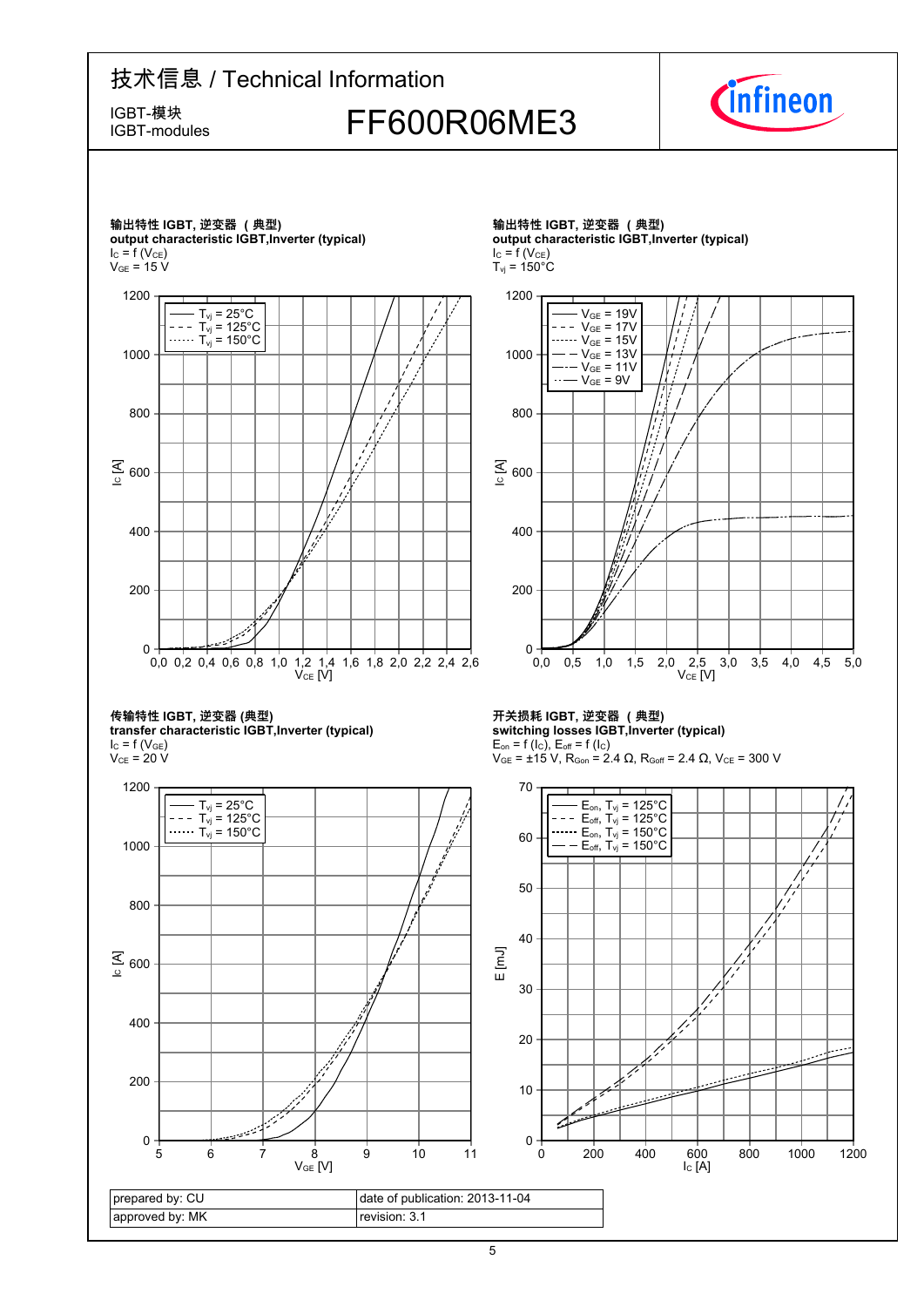# 技术信息 / Technical Information

IGBT-模块
IGBT-modules

## FF600R06ME3

**输出特性 IGBT, 逆变器 （典型）**
**output characteristic IGBT,Inverter (typical)**
$I_C = f(V_{CE})$
$V_{GE} = 15$ V

Legend: $T_{vj} = 25°C$, $T_{vj} = 125°C$, $T_{vj} = 150°C$

Axes: $I_C$ [A] (0–1200), $V_{CE}$ [V] (0,0–2,6)

**输出特性 IGBT, 逆变器 （典型）**
**output characteristic IGBT,Inverter (typical)**
$I_C = f(V_{CE})$
$T_{vj} = 150°C$

Legend: $V_{GE} = 19V$, $V_{GE} = 17V$, $V_{GE} = 15V$, $V_{GE} = 13V$, $V_{GE} = 11V$, $V_{GE} = 9V$

Axes: $I_C$ [A] (0–1200), $V_{CE}$ [V] (0,0–5,0)

**传输特性 IGBT, 逆变器 (典型)**
**transfer characteristic IGBT,Inverter (typical)**
$I_C = f(V_{GE})$
$V_{CE} = 20$ V

Legend: $T_{vj} = 25°C$, $T_{vj} = 125°C$, $T_{vj} = 150°C$

Axes: $I_C$ [A] (0–1200), $V_{GE}$ [V] (5–11)

**开关损耗 IGBT, 逆变器 （典型）**
**switching losses IGBT,Inverter (typical)**
$E_{on} = f(I_C)$, $E_{off} = f(I_C)$
$V_{GE} = \pm15$ V, $R_{Gon} = 2.4\ \Omega$, $R_{Goff} = 2.4\ \Omega$, $V_{CE} = 300$ V

Legend: $E_{on}$, $T_{vj} = 125°C$; $E_{off}$, $T_{vj} = 125°C$; $E_{on}$, $T_{vj} = 150°C$; $E_{off}$, $T_{vj} = 150°C$

Axes: E [mJ] (0–70), $I_C$ [A] (0–1200)

| prepared by: CU | date of publication: 2013-11-04 |
|---|---|
| approved by: MK | revision: 3.1 |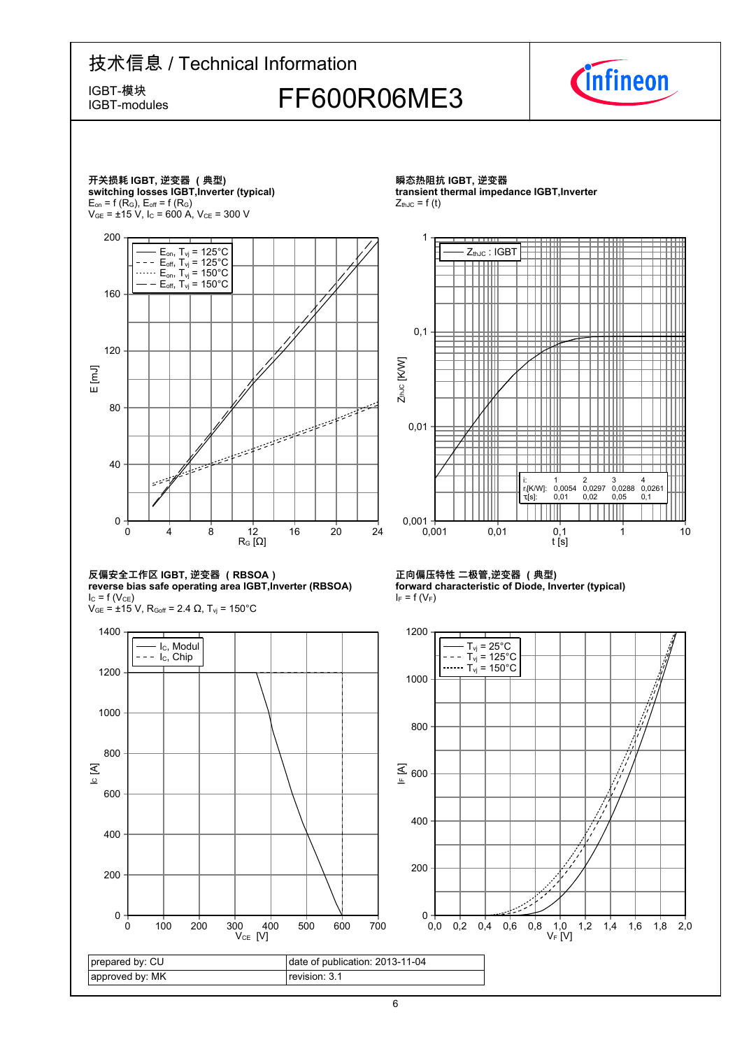### 开关损耗 IGBT, 逆变器 （典型）
**switching losses IGBT,Inverter (typical)**

$E_{on} = f(R_G)$, $E_{off} = f(R_G)$

$V_{GE} = \pm15$ V, $I_C = 600$ A, $V_{CE} = 300$ V

### 瞬态热阻抗 IGBT, 逆变器
**transient thermal impedance IGBT,Inverter**

$Z_{thJC} = f(t)$

| i: | 1 | 2 | 3 | 4 |
|---|---|---|---|---|
| $r_i$[K/W]: | 0,0054 | 0,0297 | 0,0288 | 0,0261 |
| $\tau_i$[s]: | 0,01 | 0,02 | 0,05 | 0,1 |

### 反偏安全工作区 IGBT, 逆变器 （RBSOA）
**reverse bias safe operating area IGBT,Inverter (RBSOA)**

$I_C = f(V_{CE})$

$V_{GE} = \pm15$ V, $R_{Goff} = 2.4\ \Omega$, $T_{vj} = 150°C$

### 正向偏压特性 二极管,逆变器 （典型）
**forward characteristic of Diode, Inverter (typical)**

$I_F = f(V_F)$

| prepared by: CU | date of publication: 2013-11-04 |
|---|---|
| approved by: MK | revision: 3.1 |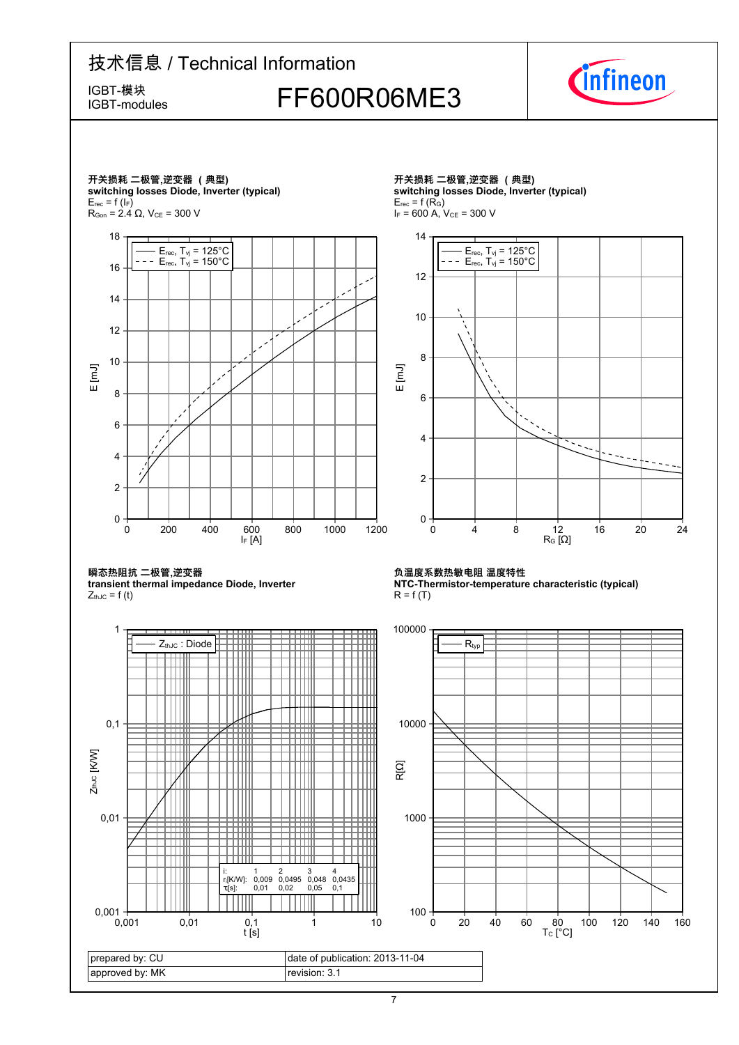# 技术信息 / Technical Information

IGBT-模块
IGBT-modules

## FF600R06ME3

### 开关损耗 二极管,逆变器 （典型）
**switching losses Diode, Inverter (typical)**

$E_{rec} = f(I_F)$
$R_{Gon} = 2.4\ \Omega$, $V_{CE} = 300\ V$

Legend: $E_{rec}$, $T_{vj} = 125°C$ (solid); $E_{rec}$, $T_{vj} = 150°C$ (dashed)

Axes: E [mJ] (0–18) vs. $I_F$ [A] (0–1200)

### 开关损耗 二极管,逆变器 （典型）
**switching losses Diode, Inverter (typical)**

$E_{rec} = f(R_G)$
$I_F = 600\ A$, $V_{CE} = 300\ V$

Legend: $E_{rec}$, $T_{vj} = 125°C$ (solid); $E_{rec}$, $T_{vj} = 150°C$ (dashed)

Axes: E [mJ] (0–14) vs. $R_G$ [Ω] (0–24)

### 瞬态热阻抗 二极管,逆变器
**transient thermal impedance Diode, Inverter**

$Z_{thJC} = f(t)$

Legend: $Z_{thJC}$ : Diode

Axes: $Z_{thJC}$ [K/W] (0,001–1) vs. t [s] (0,001–10)

| i: | 1 | 2 | 3 | 4 |
|---|---|---|---|---|
| $r_i$[K/W]: | 0,009 | 0,0495 | 0,048 | 0,0435 |
| $\tau_i$[s]: | 0,01 | 0,02 | 0,05 | 0,1 |

### 负温度系数热敏电阻 温度特性
**NTC-Thermistor-temperature characteristic (typical)**

$R = f(T)$

Legend: $R_{typ}$

Axes: R[Ω] (100–100000) vs. $T_C$ [°C] (0–160)

| prepared by: CU | date of publication: 2013-11-04 |
|---|---|
| approved by: MK | revision: 3.1 |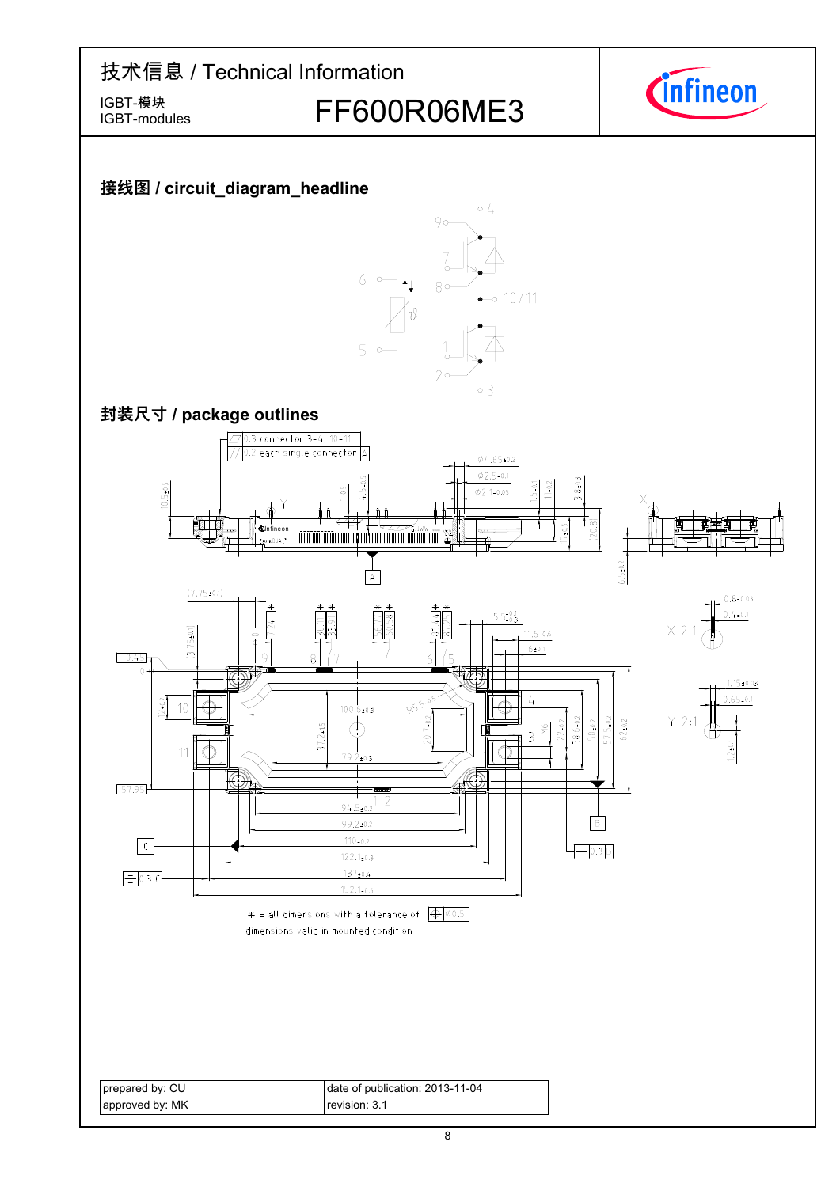# 技术信息 / Technical Information

IGBT-模块
IGBT-modules

FF600R06ME3

## 接线图 / circuit_diagram_headline

## 封装尺寸 / package outlines

+ = all dimensions with a tolerance of ⌖ ∅0.5
dimensions valid in mounted condition

| prepared by: CU | date of publication: 2013-11-04 |
|---|---|
| approved by: MK | revision: 3.1 |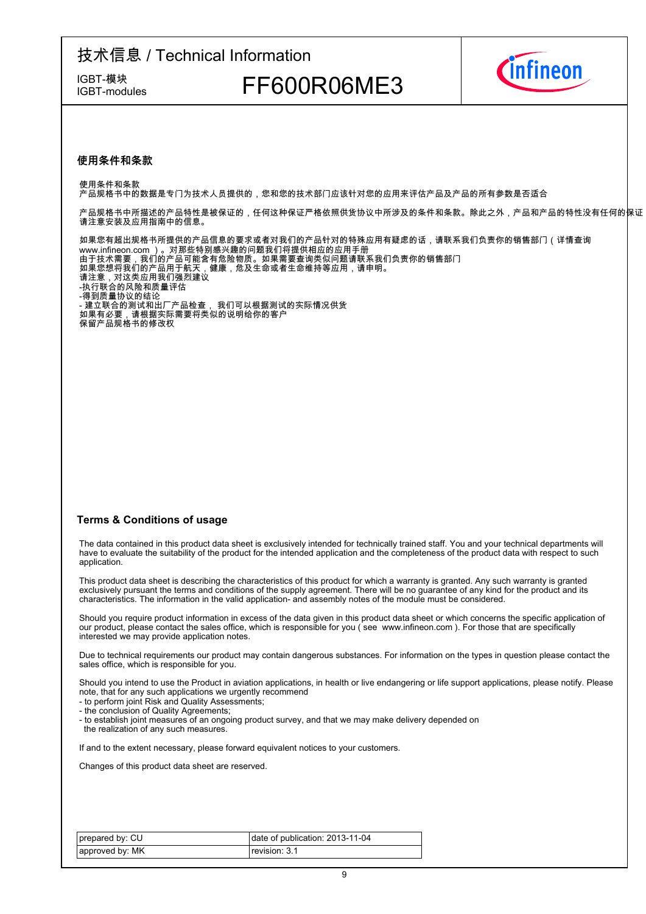## 使用条件和条款

使用条件和条款
产品规格书中的数据是专门为技术人员提供的，您和您的技术部门应该针对您的应用来评估产品及产品的所有参数是否适合

产品规格书中所描述的产品特性是被保证的，任何这种保证严格依照供货协议中所涉及的条件和条款。除此之外，产品和产品的特性没有任何的保证
请注意安装及应用指南中的信息。

如果您有超出规格书所提供的产品信息的要求或者对我们的产品针对的特殊应用有疑虑的话，请联系我们负责你的销售部门（详情查询 www.infineon.com ）。对那些特别感兴趣的问题我们将提供相应的应用手册
由于技术需要，我们的产品可能含有危险物质。如果需要查询类似问题请联系我们负责你的销售部门
如果您想将我们的产品用于航天，健康，危及生命或者生命维持等应用，请申明。
请注意，对这类应用我们强烈建议
-执行联合的风险和质量评估
-得到质量协议的结论
- 建立联合的测试和出厂产品检查， 我们可以根据测试的实际情况供货
如果有必要，请根据实际需要将类似的说明给你的客户
保留产品规格书的修改权

## Terms & Conditions of usage

The data contained in this product data sheet is exclusively intended for technically trained staff. You and your technical departments will have to evaluate the suitability of the product for the intended application and the completeness of the product data with respect to such application.

This product data sheet is describing the characteristics of this product for which a warranty is granted. Any such warranty is granted exclusively pursuant the terms and conditions of the supply agreement. There will be no guarantee of any kind for the product and its characteristics. The information in the valid application- and assembly notes of the module must be considered.

Should you require product information in excess of the data given in this product data sheet or which concerns the specific application of our product, please contact the sales office, which is responsible for you ( see www.infineon.com ). For those that are specifically interested we may provide application notes.

Due to technical requirements our product may contain dangerous substances. For information on the types in question please contact the sales office, which is responsible for you.

Should you intend to use the Product in aviation applications, in health or live endangering or life support applications, please notify. Please note, that for any such applications we urgently recommend
- to perform joint Risk and Quality Assessments;
- the conclusion of Quality Agreements;
- to establish joint measures of an ongoing product survey, and that we may make delivery depended on the realization of any such measures.

If and to the extent necessary, please forward equivalent notices to your customers.

Changes of this product data sheet are reserved.

| | |
|---|---|
| prepared by: CU | date of publication: 2013-11-04 |
| approved by: MK | revision: 3.1 |